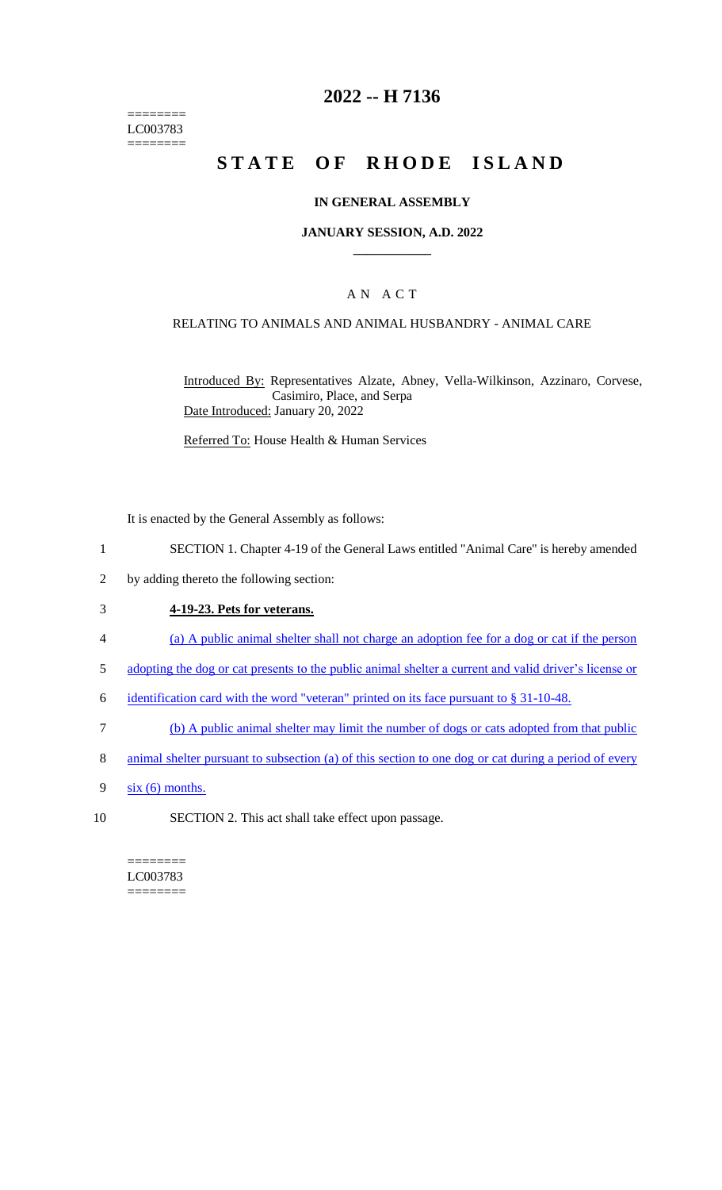========
LC003783
========

# 2022 -- H 7136

# STATE OF RHODE ISLAND

### IN GENERAL ASSEMBLY

### JANUARY SESSION, A.D. 2022

## A N A C T

### RELATING TO ANIMALS AND ANIMAL HUSBANDRY - ANIMAL CARE

Introduced By: Representatives Alzate, Abney, Vella-Wilkinson, Azzinaro, Corvese, Casimiro, Place, and Serpa

Date Introduced: January 20, 2022

Referred To: House Health & Human Services

It is enacted by the General Assembly as follows:

1 SECTION 1. Chapter 4-19 of the General Laws entitled "Animal Care" is hereby amended

2 by adding thereto the following section:

3 **4-19-23. Pets for veterans.**

4 (a) A public animal shelter shall not charge an adoption fee for a dog or cat if the person

5 adopting the dog or cat presents to the public animal shelter a current and valid driver's license or

6 identification card with the word "veteran" printed on its face pursuant to § 31-10-48.

7 (b) A public animal shelter may limit the number of dogs or cats adopted from that public

8 animal shelter pursuant to subsection (a) of this section to one dog or cat during a period of every

9 six (6) months.

10 SECTION 2. This act shall take effect upon passage.

========
LC003783
========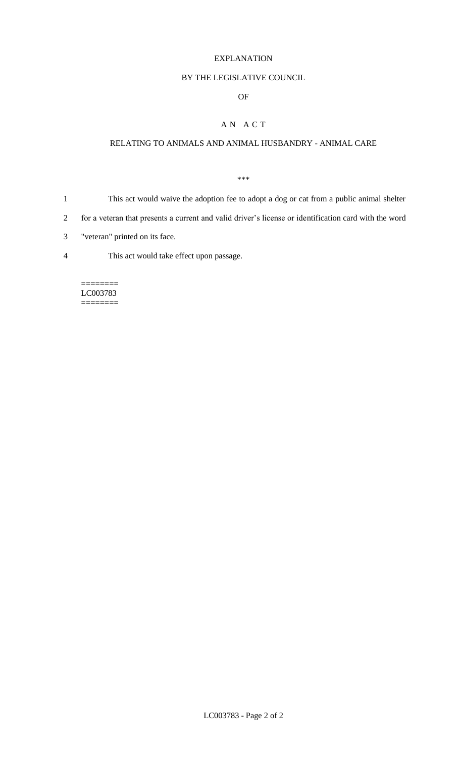EXPLANATION

BY THE LEGISLATIVE COUNCIL

OF

A N A C T

RELATING TO ANIMALS AND ANIMAL HUSBANDRY - ANIMAL CARE

\*\*\*

1 This act would waive the adoption fee to adopt a dog or cat from a public animal shelter
2 for a veteran that presents a current and valid driver's license or identification card with the word
3 "veteran" printed on its face.
4 This act would take effect upon passage.

========
LC003783
========